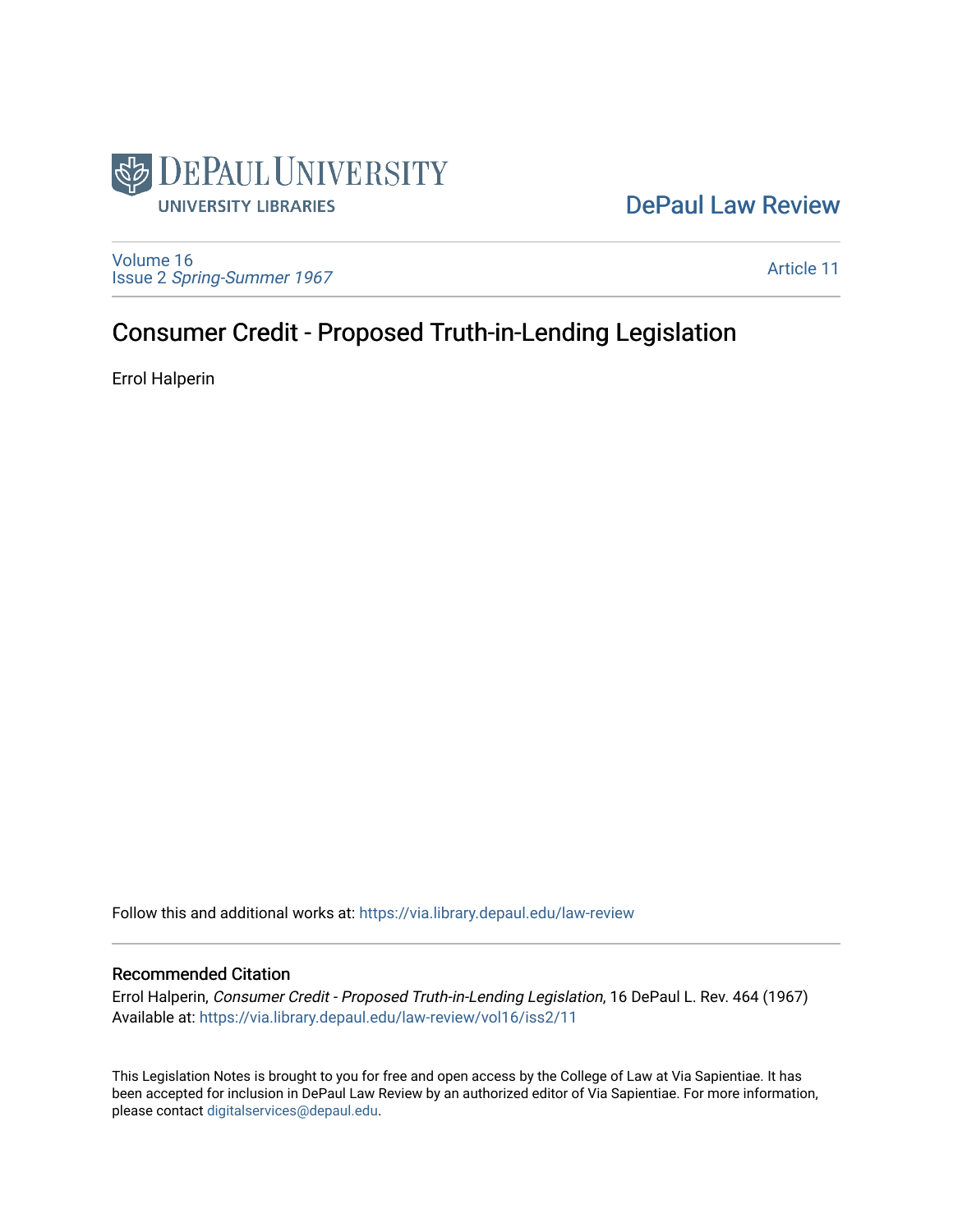DePaul Law Review

Volume 16
Issue 2 *Spring-Summer 1967*

Article 11

# Consumer Credit - Proposed Truth-in-Lending Legislation

Errol Halperin

Follow this and additional works at: https://via.library.depaul.edu/law-review

## Recommended Citation

Errol Halperin, *Consumer Credit - Proposed Truth-in-Lending Legislation*, 16 DePaul L. Rev. 464 (1967)
Available at: https://via.library.depaul.edu/law-review/vol16/iss2/11

This Legislation Notes is brought to you for free and open access by the College of Law at Via Sapientiae. It has been accepted for inclusion in DePaul Law Review by an authorized editor of Via Sapientiae. For more information, please contact digitalservices@depaul.edu.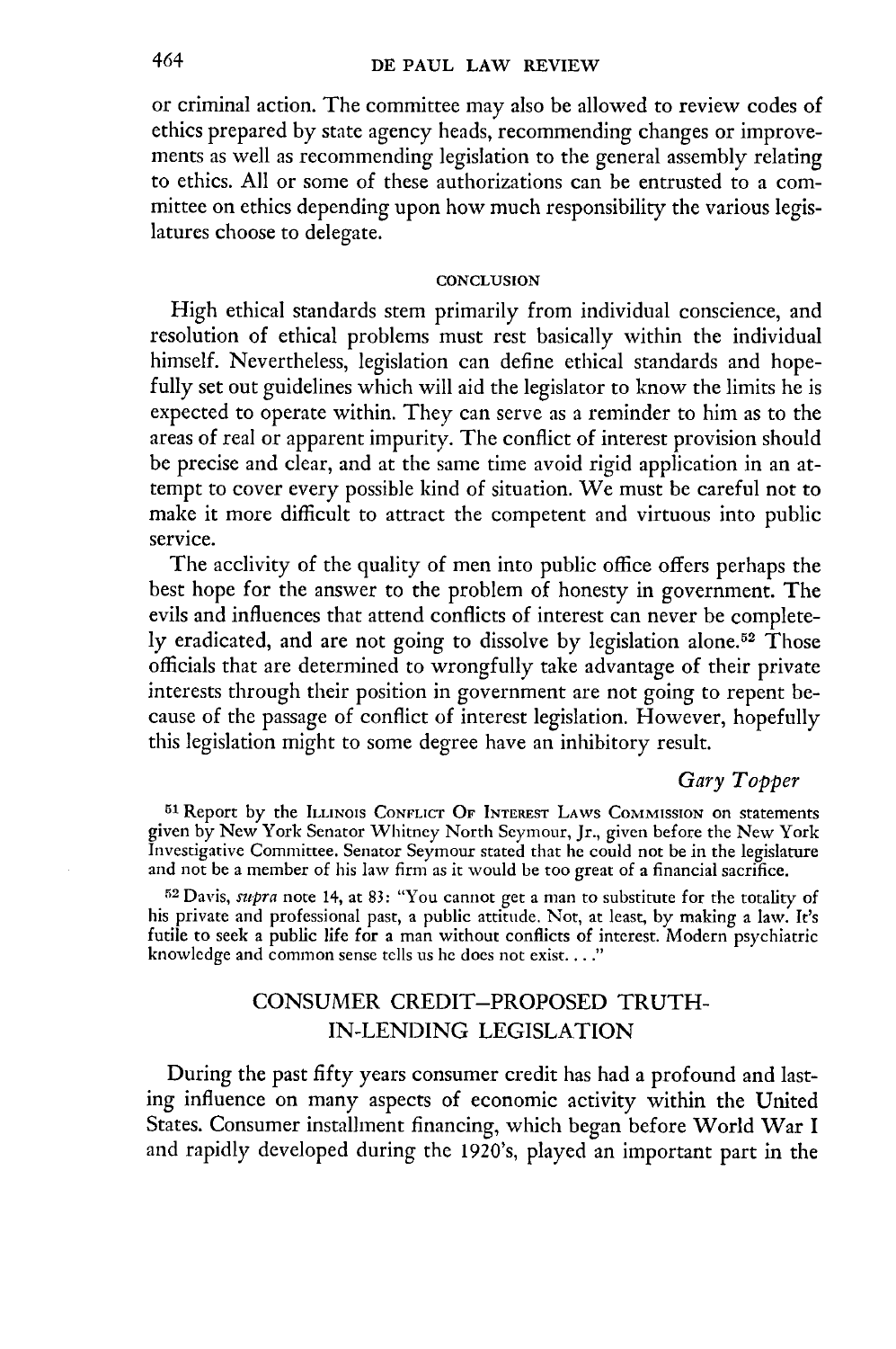or criminal action. The committee may also be allowed to review codes of ethics prepared by state agency heads, recommending changes or improvements as well as recommending legislation to the general assembly relating to ethics. All or some of these authorizations can be entrusted to a committee on ethics depending upon how much responsibility the various legislatures choose to delegate.

## CONCLUSION

High ethical standards stem primarily from individual conscience, and resolution of ethical problems must rest basically within the individual himself. Nevertheless, legislation can define ethical standards and hopefully set out guidelines which will aid the legislator to know the limits he is expected to operate within. They can serve as a reminder to him as to the areas of real or apparent impurity. The conflict of interest provision should be precise and clear, and at the same time avoid rigid application in an attempt to cover every possible kind of situation. We must be careful not to make it more difficult to attract the competent and virtuous into public service.

The acclivity of the quality of men into public office offers perhaps the best hope for the answer to the problem of honesty in government. The evils and influences that attend conflicts of interest can never be completely eradicated, and are not going to dissolve by legislation alone.[52] Those officials that are determined to wrongfully take advantage of their private interests through their position in government are not going to repent because of the passage of conflict of interest legislation. However, hopefully this legislation might to some degree have an inhibitory result.

*Gary Topper*

[51] Report by the ILLINOIS CONFLICT OF INTEREST LAWS COMMISSION on statements given by New York Senator Whitney North Seymour, Jr., given before the New York Investigative Committee. Senator Seymour stated that he could not be in the legislature and not be a member of his law firm as it would be too great of a financial sacrifice.

[52] Davis, *supra* note 14, at 83: "You cannot get a man to substitute for the totality of his private and professional past, a public attitude. Not, at least, by making a law. It's futile to seek a public life for a man without conflicts of interest. Modern psychiatric knowledge and common sense tells us he does not exist. . . ."

## CONSUMER CREDIT—PROPOSED TRUTH-IN-LENDING LEGISLATION

During the past fifty years consumer credit has had a profound and lasting influence on many aspects of economic activity within the United States. Consumer installment financing, which began before World War I and rapidly developed during the 1920's, played an important part in the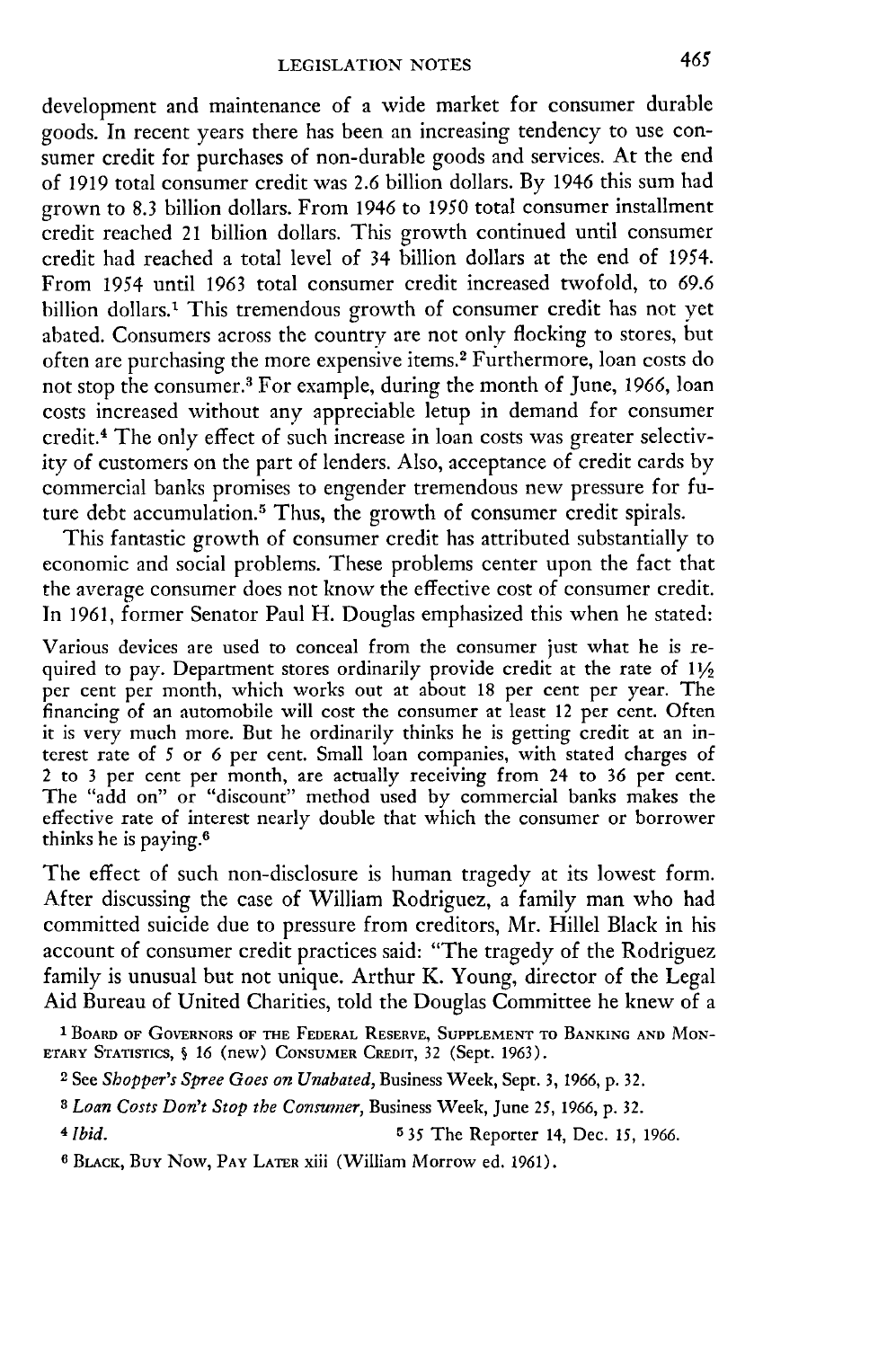development and maintenance of a wide market for consumer durable goods. In recent years there has been an increasing tendency to use consumer credit for purchases of non-durable goods and services. At the end of 1919 total consumer credit was 2.6 billion dollars. By 1946 this sum had grown to 8.3 billion dollars. From 1946 to 1950 total consumer installment credit reached 21 billion dollars. This growth continued until consumer credit had reached a total level of 34 billion dollars at the end of 1954. From 1954 until 1963 total consumer credit increased twofold, to 69.6 billion dollars.[1] This tremendous growth of consumer credit has not yet abated. Consumers across the country are not only flocking to stores, but often are purchasing the more expensive items.[2] Furthermore, loan costs do not stop the consumer.[3] For example, during the month of June, 1966, loan costs increased without any appreciable letup in demand for consumer credit.[4] The only effect of such increase in loan costs was greater selectivity of customers on the part of lenders. Also, acceptance of credit cards by commercial banks promises to engender tremendous new pressure for future debt accumulation.[5] Thus, the growth of consumer credit spirals.

This fantastic growth of consumer credit has attributed substantially to economic and social problems. These problems center upon the fact that the average consumer does not know the effective cost of consumer credit. In 1961, former Senator Paul H. Douglas emphasized this when he stated:

> Various devices are used to conceal from the consumer just what he is required to pay. Department stores ordinarily provide credit at the rate of 1½ per cent per month, which works out at about 18 per cent per year. The financing of an automobile will cost the consumer at least 12 per cent. Often it is very much more. But he ordinarily thinks he is getting credit at an interest rate of 5 or 6 per cent. Small loan companies, with stated charges of 2 to 3 per cent per month, are actually receiving from 24 to 36 per cent. The "add on" or "discount" method used by commercial banks makes the effective rate of interest nearly double that which the consumer or borrower thinks he is paying.[6]

The effect of such non-disclosure is human tragedy at its lowest form. After discussing the case of William Rodriguez, a family man who had committed suicide due to pressure from creditors, Mr. Hillel Black in his account of consumer credit practices said: "The tragedy of the Rodriguez family is unusual but not unique. Arthur K. Young, director of the Legal Aid Bureau of United Charities, told the Douglas Committee he knew of a

---

[1] BOARD OF GOVERNORS OF THE FEDERAL RESERVE, SUPPLEMENT TO BANKING AND MONETARY STATISTICS, § 16 (new) CONSUMER CREDIT, 32 (Sept. 1963).

[2] See *Shopper's Spree Goes on Unabated*, Business Week, Sept. 3, 1966, p. 32.

[3] *Loan Costs Don't Stop the Consumer*, Business Week, June 25, 1966, p. 32.

[4] *Ibid.*

[5] 35 The Reporter 14, Dec. 15, 1966.

[6] BLACK, BUY NOW, PAY LATER xiii (William Morrow ed. 1961).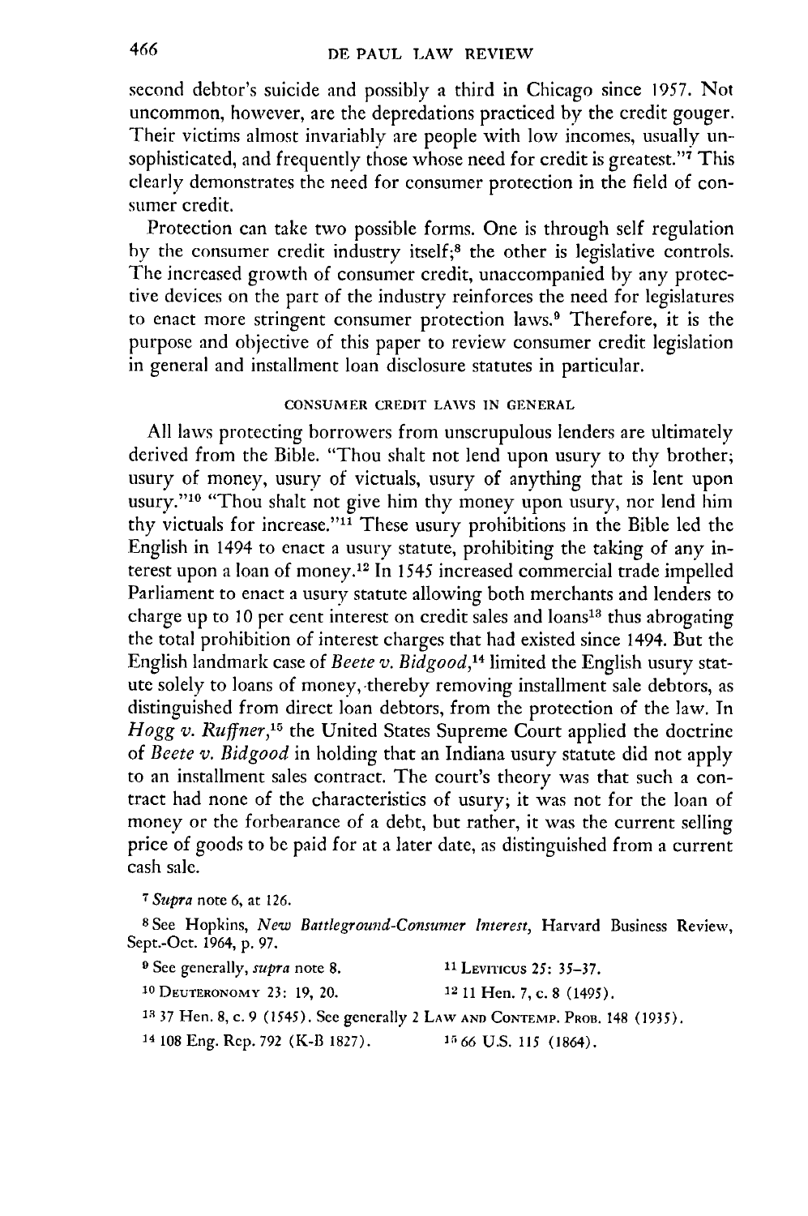second debtor's suicide and possibly a third in Chicago since 1957. Not uncommon, however, are the depredations practiced by the credit gouger. Their victims almost invariably are people with low incomes, usually unsophisticated, and frequently those whose need for credit is greatest."[7] This clearly demonstrates the need for consumer protection in the field of consumer credit.

Protection can take two possible forms. One is through self regulation by the consumer credit industry itself;[8] the other is legislative controls. The increased growth of consumer credit, unaccompanied by any protective devices on the part of the industry reinforces the need for legislatures to enact more stringent consumer protection laws.[9] Therefore, it is the purpose and objective of this paper to review consumer credit legislation in general and installment loan disclosure statutes in particular.

### CONSUMER CREDIT LAWS IN GENERAL

All laws protecting borrowers from unscrupulous lenders are ultimately derived from the Bible. "Thou shalt not lend upon usury to thy brother; usury of money, usury of victuals, usury of anything that is lent upon usury."[10] "Thou shalt not give him thy money upon usury, nor lend him thy victuals for increase."[11] These usury prohibitions in the Bible led the English in 1494 to enact a usury statute, prohibiting the taking of any interest upon a loan of money.[12] In 1545 increased commercial trade impelled Parliament to enact a usury statute allowing both merchants and lenders to charge up to 10 per cent interest on credit sales and loans[13] thus abrogating the total prohibition of interest charges that had existed since 1494. But the English landmark case of *Beete v. Bidgood*,[14] limited the English usury statute solely to loans of money, thereby removing installment sale debtors, as distinguished from direct loan debtors, from the protection of the law. In *Hogg v. Ruffner*,[15] the United States Supreme Court applied the doctrine of *Beete v. Bidgood* in holding that an Indiana usury statute did not apply to an installment sales contract. The court's theory was that such a contract had none of the characteristics of usury; it was not for the loan of money or the forbearance of a debt, but rather, it was the current selling price of goods to be paid for at a later date, as distinguished from a current cash sale.

---

[7] *Supra* note 6, at 126.

[8] See Hopkins, *New Battleground-Consumer Interest*, Harvard Business Review, Sept.-Oct. 1964, p. 97.

[9] See generally, *supra* note 8.

[10] DEUTERONOMY 23: 19, 20.

[11] LEVITICUS 25: 35–37.

[12] 11 Hen. 7, c. 8 (1495).

[13] 37 Hen. 8, c. 9 (1545). See generally 2 LAW AND CONTEMP. PROB. 148 (1935).

[14] 108 Eng. Rep. 792 (K-B 1827).

[15] 66 U.S. 115 (1864).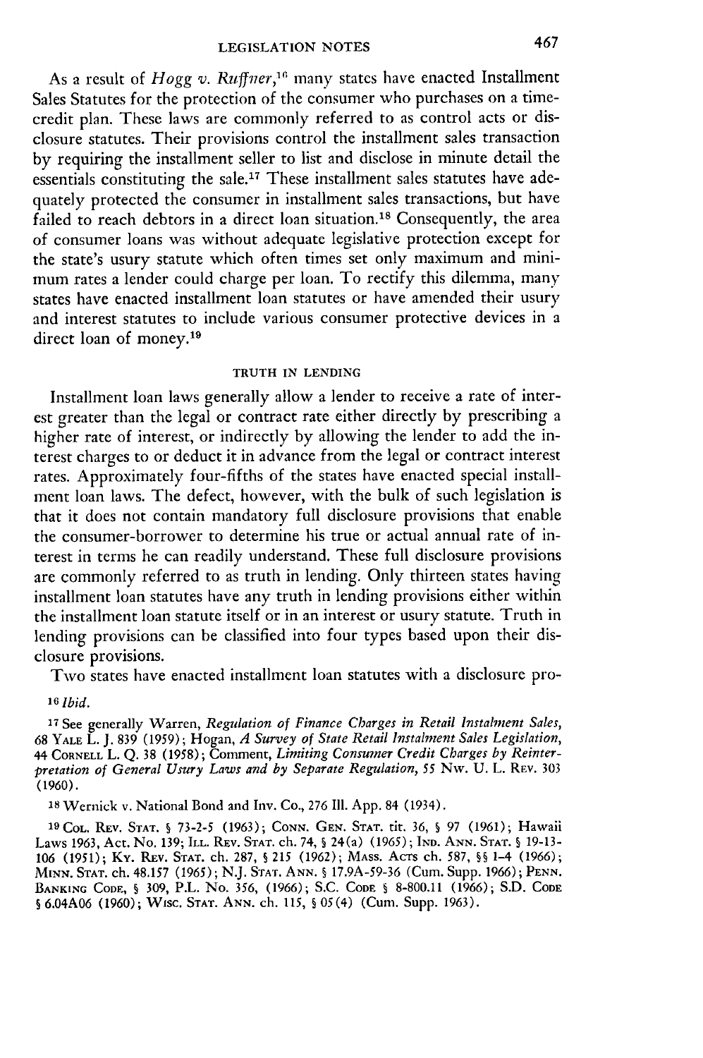As a result of *Hogg v. Ruffner*,[16] many states have enacted Installment Sales Statutes for the protection of the consumer who purchases on a time-credit plan. These laws are commonly referred to as control acts or disclosure statutes. Their provisions control the installment sales transaction by requiring the installment seller to list and disclose in minute detail the essentials constituting the sale.[17] These installment sales statutes have adequately protected the consumer in installment sales transactions, but have failed to reach debtors in a direct loan situation.[18] Consequently, the area of consumer loans was without adequate legislative protection except for the state's usury statute which often times set only maximum and minimum rates a lender could charge per loan. To rectify this dilemma, many states have enacted installment loan statutes or have amended their usury and interest statutes to include various consumer protective devices in a direct loan of money.[19]

## TRUTH IN LENDING

Installment loan laws generally allow a lender to receive a rate of interest greater than the legal or contract rate either directly by prescribing a higher rate of interest, or indirectly by allowing the lender to add the interest charges to or deduct it in advance from the legal or contract interest rates. Approximately four-fifths of the states have enacted special installment loan laws. The defect, however, with the bulk of such legislation is that it does not contain mandatory full disclosure provisions that enable the consumer-borrower to determine his true or actual annual rate of interest in terms he can readily understand. These full disclosure provisions are commonly referred to as truth in lending. Only thirteen states having installment loan statutes have any truth in lending provisions either within the installment loan statute itself or in an interest or usury statute. Truth in lending provisions can be classified into four types based upon their disclosure provisions.

Two states have enacted installment loan statutes with a disclosure pro-

---

[16] *Ibid.*

[17] See generally Warren, *Regulation of Finance Charges in Retail Instalment Sales*, 68 YALE L. J. 839 (1959); Hogan, *A Survey of State Retail Instalment Sales Legislation*, 44 CORNELL L. Q. 38 (1958); Comment, *Limiting Consumer Credit Charges by Reinterpretation of General Usury Laws and by Separate Regulation*, 55 NW. U. L. REV. 303 (1960).

[18] Wernick v. National Bond and Inv. Co., 276 Ill. App. 84 (1934).

[19] COL. REV. STAT. § 73-2-5 (1963); CONN. GEN. STAT. tit. 36, § 97 (1961); Hawaii Laws 1963, Act. No. 139; ILL. REV. STAT. ch. 74, § 24(a) (1965); IND. ANN. STAT. § 19-13-106 (1951); KY. REV. STAT. ch. 287, § 215 (1962); MASS. ACTS ch. 587, §§ 1-4 (1966); MINN. STAT. ch. 48.157 (1965); N.J. STAT. ANN. § 17.9A-59-36 (Cum. Supp. 1966); PENN. BANKING CODE, § 309, P.L. No. 356, (1966); S.C. CODE § 8-800.11 (1966); S.D. CODE § 6.04A06 (1960); WISC. STAT. ANN. ch. 115, § 05(4) (Cum. Supp. 1963).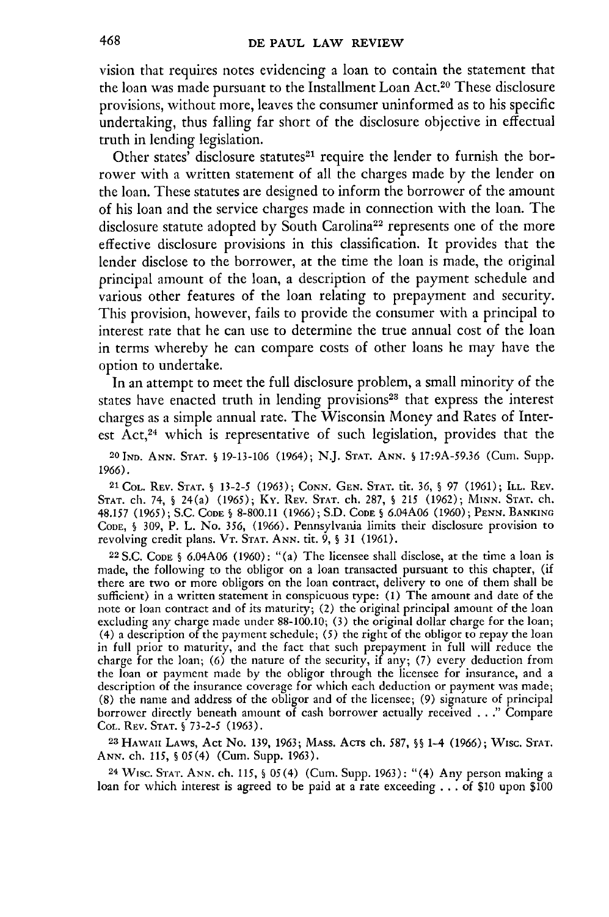vision that requires notes evidencing a loan to contain the statement that the loan was made pursuant to the Installment Loan Act.[20] These disclosure provisions, without more, leaves the consumer uninformed as to his specific undertaking, thus falling far short of the disclosure objective in effectual truth in lending legislation.

Other states' disclosure statutes[21] require the lender to furnish the borrower with a written statement of all the charges made by the lender on the loan. These statutes are designed to inform the borrower of the amount of his loan and the service charges made in connection with the loan. The disclosure statute adopted by South Carolina[22] represents one of the more effective disclosure provisions in this classification. It provides that the lender disclose to the borrower, at the time the loan is made, the original principal amount of the loan, a description of the payment schedule and various other features of the loan relating to prepayment and security. This provision, however, fails to provide the consumer with a principal to interest rate that he can use to determine the true annual cost of the loan in terms whereby he can compare costs of other loans he may have the option to undertake.

In an attempt to meet the full disclosure problem, a small minority of the states have enacted truth in lending provisions[23] that express the interest charges as a simple annual rate. The Wisconsin Money and Rates of Interest Act,[24] which is representative of such legislation, provides that the

[20] IND. ANN. STAT. § 19-13-106 (1964); N.J. STAT. ANN. § 17:9A-59.36 (Cum. Supp. 1966).

[21] COL. REV. STAT. § 13-2-5 (1963); CONN. GEN. STAT. tit. 36, § 97 (1961); ILL. REV. STAT. ch. 74, § 24(a) (1965); KY. REV. STAT. ch. 287, § 215 (1962); MINN. STAT. ch. 48.157 (1965); S.C. CODE § 8-800.11 (1966); S.D. CODE § 6.04A06 (1960); PENN. BANKING CODE, § 309, P. L. No. 356, (1966). Pennsylvania limits their disclosure provision to revolving credit plans. VT. STAT. ANN. tit. 9, § 31 (1961).

[22] S.C. CODE § 6.04A06 (1960): "(a) The licensee shall disclose, at the time a loan is made, the following to the obligor on a loan transacted pursuant to this chapter, (if there are two or more obligors on the loan contract, delivery to one of them shall be sufficient) in a written statement in conspicuous type: (1) The amount and date of the note or loan contract and of its maturity; (2) the original principal amount of the loan excluding any charge made under 88-100.10; (3) the original dollar charge for the loan; (4) a description of the payment schedule; (5) the right of the obligor to repay the loan in full prior to maturity, and the fact that such prepayment in full will reduce the charge for the loan; (6) the nature of the security, if any; (7) every deduction from the loan or payment made by the obligor through the licensee for insurance, and a description of the insurance coverage for which each deduction or payment was made; (8) the name and address of the obligor and of the licensee; (9) signature of principal borrower directly beneath amount of cash borrower actually received . . ." Compare COL. REV. STAT. § 73-2-5 (1963).

[23] HAWAII LAWS, Act No. 139, 1963; MASS. ACTS ch. 587, §§ 1-4 (1966); WISC. STAT. ANN. ch. 115, § 05(4) (Cum. Supp. 1963).

[24] WISC. STAT. ANN. ch. 115, § 05(4) (Cum. Supp. 1963): "(4) Any person making a loan for which interest is agreed to be paid at a rate exceeding . . . of $10 upon $100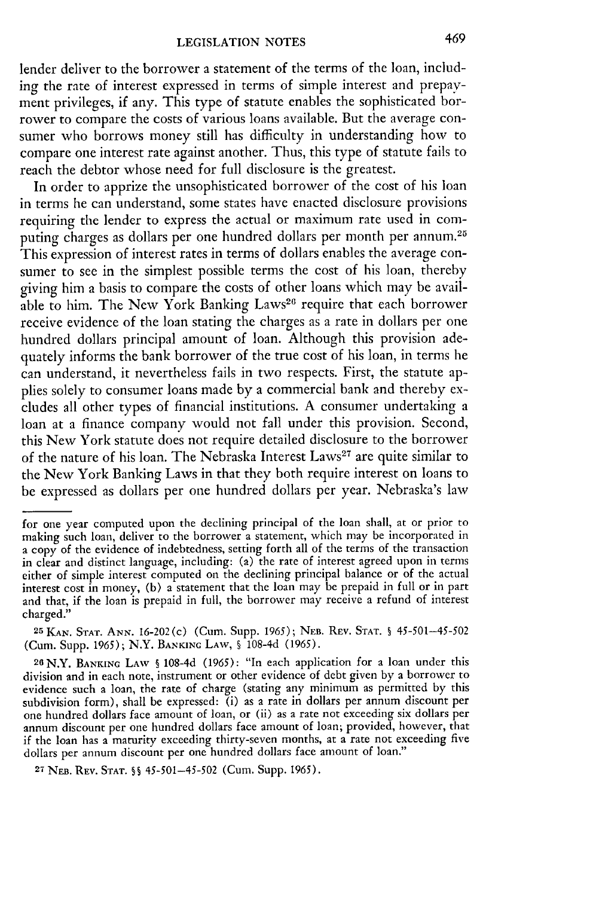lender deliver to the borrower a statement of the terms of the loan, including the rate of interest expressed in terms of simple interest and prepayment privileges, if any. This type of statute enables the sophisticated borrower to compare the costs of various loans available. But the average consumer who borrows money still has difficulty in understanding how to compare one interest rate against another. Thus, this type of statute fails to reach the debtor whose need for full disclosure is the greatest.

In order to apprize the unsophisticated borrower of the cost of his loan in terms he can understand, some states have enacted disclosure provisions requiring the lender to express the actual or maximum rate used in computing charges as dollars per one hundred dollars per month per annum.[25] This expression of interest rates in terms of dollars enables the average consumer to see in the simplest possible terms the cost of his loan, thereby giving him a basis to compare the costs of other loans which may be available to him. The New York Banking Laws[26] require that each borrower receive evidence of the loan stating the charges as a rate in dollars per one hundred dollars principal amount of loan. Although this provision adequately informs the bank borrower of the true cost of his loan, in terms he can understand, it nevertheless fails in two respects. First, the statute applies solely to consumer loans made by a commercial bank and thereby excludes all other types of financial institutions. A consumer undertaking a loan at a finance company would not fall under this provision. Second, this New York statute does not require detailed disclosure to the borrower of the nature of his loan. The Nebraska Interest Laws[27] are quite similar to the New York Banking Laws in that they both require interest on loans to be expressed as dollars per one hundred dollars per year. Nebraska's law

---

for one year computed upon the declining principal of the loan shall, at or prior to making such loan, deliver to the borrower a statement, which may be incorporated in a copy of the evidence of indebtedness, setting forth all of the terms of the transaction in clear and distinct language, including: (a) the rate of interest agreed upon in terms either of simple interest computed on the declining principal balance or of the actual interest cost in money, (b) a statement that the loan may be prepaid in full or in part and that, if the loan is prepaid in full, the borrower may receive a refund of interest charged."

[25] KAN. STAT. ANN. 16-202(c) (Cum. Supp. 1965); NEB. REV. STAT. § 45-501—45-502 (Cum. Supp. 1965); N.Y. BANKING LAW, § 108-4d (1965).

[26] N.Y. BANKING LAW § 108-4d (1965): "In each application for a loan under this division and in each note, instrument or other evidence of debt given by a borrower to evidence such a loan, the rate of charge (stating any minimum as permitted by this subdivision form), shall be expressed: (i) as a rate in dollars per annum discount per one hundred dollars face amount of loan, or (ii) as a rate not exceeding six dollars per annum discount per one hundred dollars face amount of loan; provided, however, that if the loan has a maturity exceeding thirty-seven months, at a rate not exceeding five dollars per annum discount per one hundred dollars face amount of loan."

[27] NEB. REV. STAT. §§ 45-501—45-502 (Cum. Supp. 1965).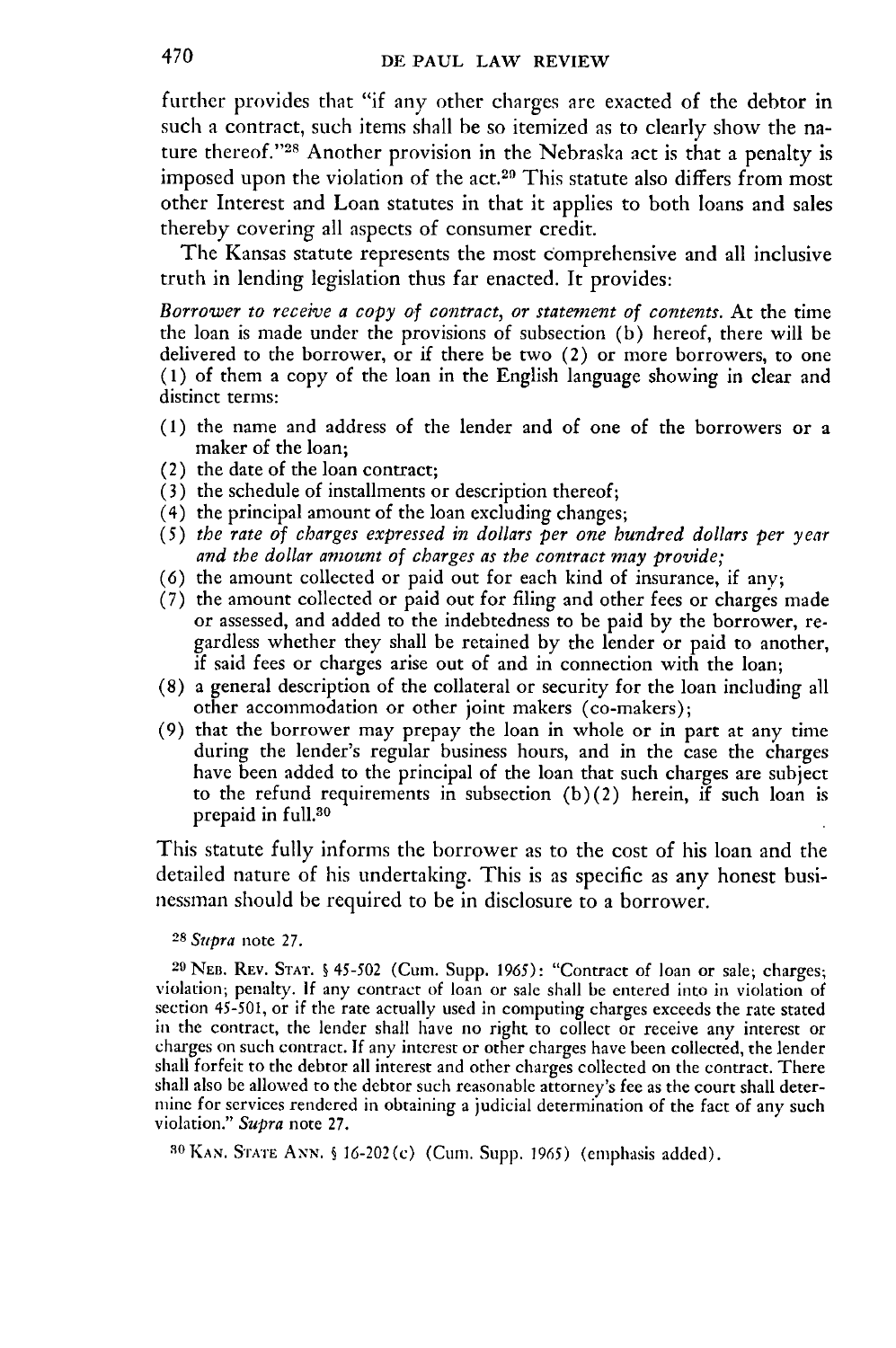further provides that "if any other charges are exacted of the debtor in such a contract, such items shall be so itemized as to clearly show the nature thereof."[28] Another provision in the Nebraska act is that a penalty is imposed upon the violation of the act.[29] This statute also differs from most other Interest and Loan statutes in that it applies to both loans and sales thereby covering all aspects of consumer credit.

The Kansas statute represents the most comprehensive and all inclusive truth in lending legislation thus far enacted. It provides:

> *Borrower to receive a copy of contract, or statement of contents.* At the time the loan is made under the provisions of subsection (b) hereof, there will be delivered to the borrower, or if there be two (2) or more borrowers, to one (1) of them a copy of the loan in the English language showing in clear and distinct terms:
>
> (1) the name and address of the lender and of one of the borrowers or a maker of the loan;
> (2) the date of the loan contract;
> (3) the schedule of installments or description thereof;
> (4) the principal amount of the loan excluding changes;
> (5) *the rate of charges expressed in dollars per one hundred dollars per year and the dollar amount of charges as the contract may provide;*
> (6) the amount collected or paid out for each kind of insurance, if any;
> (7) the amount collected or paid out for filing and other fees or charges made or assessed, and added to the indebtedness to be paid by the borrower, regardless whether they shall be retained by the lender or paid to another, if said fees or charges arise out of and in connection with the loan;
> (8) a general description of the collateral or security for the loan including all other accommodation or other joint makers (co-makers);
> (9) that the borrower may prepay the loan in whole or in part at any time during the lender's regular business hours, and in the case the charges have been added to the principal of the loan that such charges are subject to the refund requirements in subsection (b)(2) herein, if such loan is prepaid in full.[30]

This statute fully informs the borrower as to the cost of his loan and the detailed nature of his undertaking. This is as specific as any honest businessman should be required to be in disclosure to a borrower.

---

[28] *Supra* note 27.

[29] NEB. REV. STAT. § 45-502 (Cum. Supp. 1965): "Contract of loan or sale; charges; violation; penalty. If any contract of loan or sale shall be entered into in violation of section 45-501, or if the rate actually used in computing charges exceeds the rate stated in the contract, the lender shall have no right to collect or receive any interest or charges on such contract. If any interest or other charges have been collected, the lender shall forfeit to the debtor all interest and other charges collected on the contract. There shall also be allowed to the debtor such reasonable attorney's fee as the court shall determine for services rendered in obtaining a judicial determination of the fact of any such violation." *Supra* note 27.

[30] KAN. STATE ANN. § 16-202(c) (Cum. Supp. 1965) (emphasis added).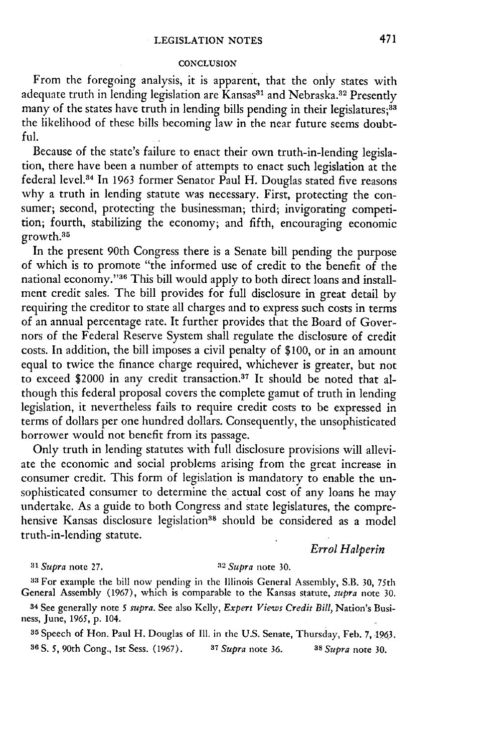## CONCLUSION

From the foregoing analysis, it is apparent, that the only states with adequate truth in lending legislation are Kansas[31] and Nebraska.[32] Presently many of the states have truth in lending bills pending in their legislatures;[33] the likelihood of these bills becoming law in the near future seems doubtful.

Because of the state's failure to enact their own truth-in-lending legislation, there have been a number of attempts to enact such legislation at the federal level.[34] In 1963 former Senator Paul H. Douglas stated five reasons why a truth in lending statute was necessary. First, protecting the consumer; second, protecting the businessman; third; invigorating competition; fourth, stabilizing the economy; and fifth, encouraging economic growth.[35]

In the present 90th Congress there is a Senate bill pending the purpose of which is to promote "the informed use of credit to the benefit of the national economy."[36] This bill would apply to both direct loans and installment credit sales. The bill provides for full disclosure in great detail by requiring the creditor to state all charges and to express such costs in terms of an annual percentage rate. It further provides that the Board of Governors of the Federal Reserve System shall regulate the disclosure of credit costs. In addition, the bill imposes a civil penalty of $100, or in an amount equal to twice the finance charge required, whichever is greater, but not to exceed $2000 in any credit transaction.[37] It should be noted that although this federal proposal covers the complete gamut of truth in lending legislation, it nevertheless fails to require credit costs to be expressed in terms of dollars per one hundred dollars. Consequently, the unsophisticated borrower would not benefit from its passage.

Only truth in lending statutes with full disclosure provisions will alleviate the economic and social problems arising from the great increase in consumer credit. This form of legislation is mandatory to enable the unsophisticated consumer to determine the actual cost of any loans he may undertake. As a guide to both Congress and state legislatures, the comprehensive Kansas disclosure legislation[38] should be considered as a model truth-in-lending statute.

*Errol Halperin*

---

[31] *Supra* note 27.

[32] *Supra* note 30.

[33] For example the bill now pending in the Illinois General Assembly, S.B. 30, 75th General Assembly (1967), which is comparable to the Kansas statute, *supra* note 30.

[34] See generally note 5 *supra*. See also Kelly, *Expert Views Credit Bill*, Nation's Business, June, 1965, p. 104.

[35] Speech of Hon. Paul H. Douglas of Ill. in the U.S. Senate, Thursday, Feb. 7, 1963.

[36] S. 5, 90th Cong., 1st Sess. (1967).

[37] *Supra* note 36.

[38] *Supra* note 30.